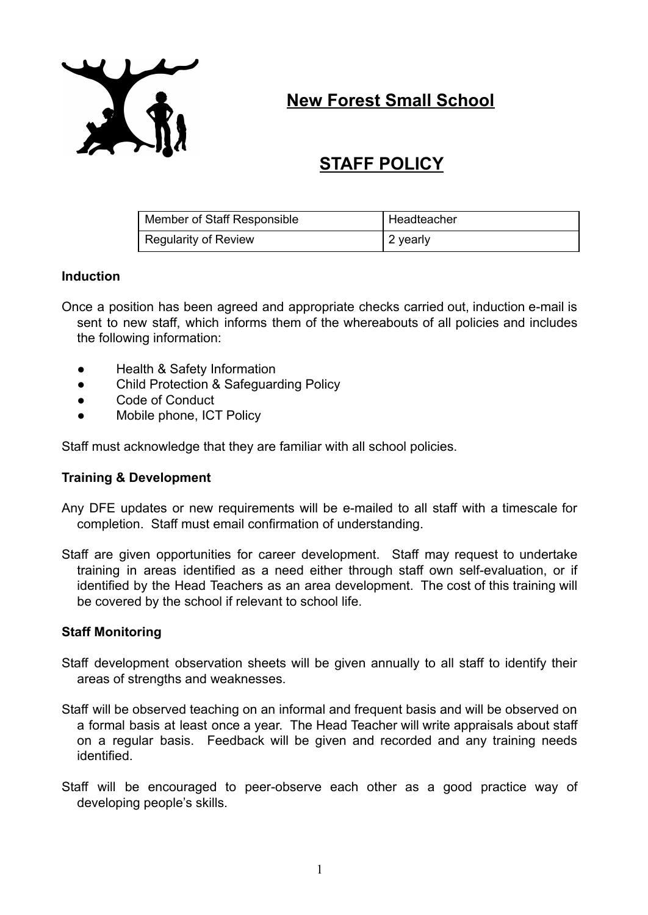# New Forest Small School

## STAFF POLICY

| Member of Staff Responsible | Headteacher |
| --- | --- |
| Regularity of Review | 2 yearly |

**Induction**

Once a position has been agreed and appropriate checks carried out, induction e-mail is sent to new staff, which informs them of the whereabouts of all policies and includes the following information:

- Health & Safety Information
- Child Protection & Safeguarding Policy
- Code of Conduct
- Mobile phone, ICT Policy

Staff must acknowledge that they are familiar with all school policies.

**Training & Development**

Any DFE updates or new requirements will be e-mailed to all staff with a timescale for completion. Staff must email confirmation of understanding.

Staff are given opportunities for career development. Staff may request to undertake training in areas identified as a need either through staff own self-evaluation, or if identified by the Head Teachers as an area development. The cost of this training will be covered by the school if relevant to school life.

**Staff Monitoring**

Staff development observation sheets will be given annually to all staff to identify their areas of strengths and weaknesses.

Staff will be observed teaching on an informal and frequent basis and will be observed on a formal basis at least once a year. The Head Teacher will write appraisals about staff on a regular basis. Feedback will be given and recorded and any training needs identified.

Staff will be encouraged to peer-observe each other as a good practice way of developing people's skills.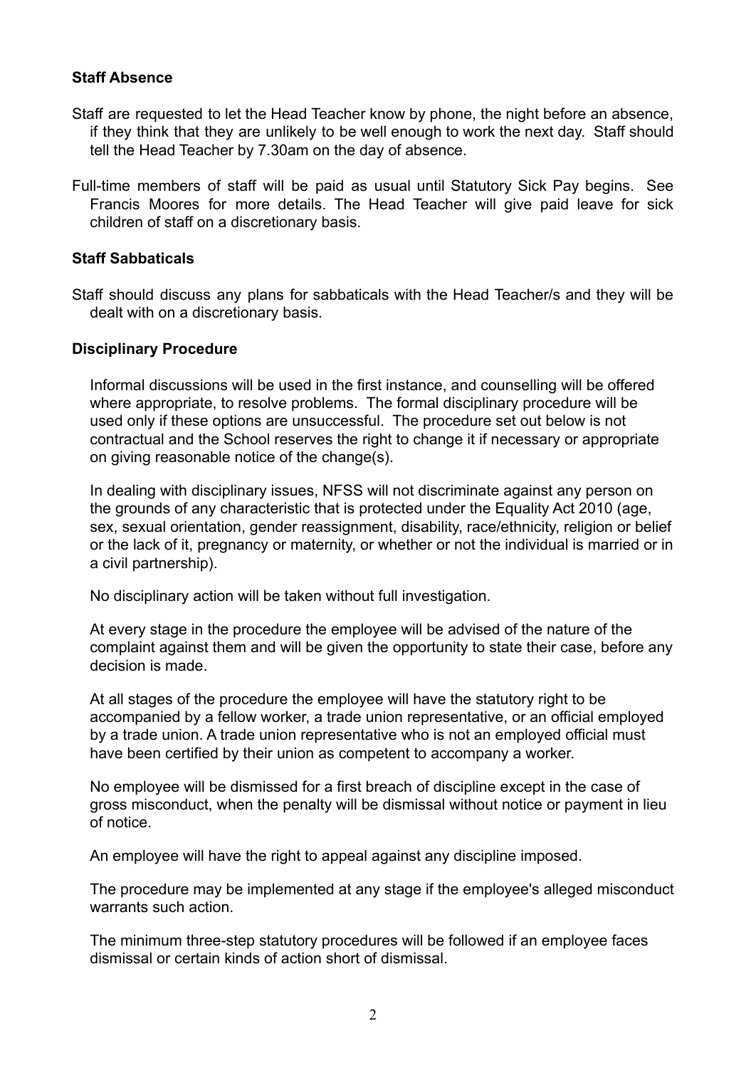**Staff Absence**

Staff are requested to let the Head Teacher know by phone, the night before an absence, if they think that they are unlikely to be well enough to work the next day. Staff should tell the Head Teacher by 7.30am on the day of absence.

Full-time members of staff will be paid as usual until Statutory Sick Pay begins. See Francis Moores for more details. The Head Teacher will give paid leave for sick children of staff on a discretionary basis.

**Staff Sabbaticals**

Staff should discuss any plans for sabbaticals with the Head Teacher/s and they will be dealt with on a discretionary basis.

**Disciplinary Procedure**

Informal discussions will be used in the first instance, and counselling will be offered where appropriate, to resolve problems. The formal disciplinary procedure will be used only if these options are unsuccessful. The procedure set out below is not contractual and the School reserves the right to change it if necessary or appropriate on giving reasonable notice of the change(s).

In dealing with disciplinary issues, NFSS will not discriminate against any person on the grounds of any characteristic that is protected under the Equality Act 2010 (age, sex, sexual orientation, gender reassignment, disability, race/ethnicity, religion or belief or the lack of it, pregnancy or maternity, or whether or not the individual is married or in a civil partnership).

No disciplinary action will be taken without full investigation.

At every stage in the procedure the employee will be advised of the nature of the complaint against them and will be given the opportunity to state their case, before any decision is made.

At all stages of the procedure the employee will have the statutory right to be accompanied by a fellow worker, a trade union representative, or an official employed by a trade union. A trade union representative who is not an employed official must have been certified by their union as competent to accompany a worker.

No employee will be dismissed for a first breach of discipline except in the case of gross misconduct, when the penalty will be dismissal without notice or payment in lieu of notice.

An employee will have the right to appeal against any discipline imposed.

The procedure may be implemented at any stage if the employee's alleged misconduct warrants such action.

The minimum three-step statutory procedures will be followed if an employee faces dismissal or certain kinds of action short of dismissal.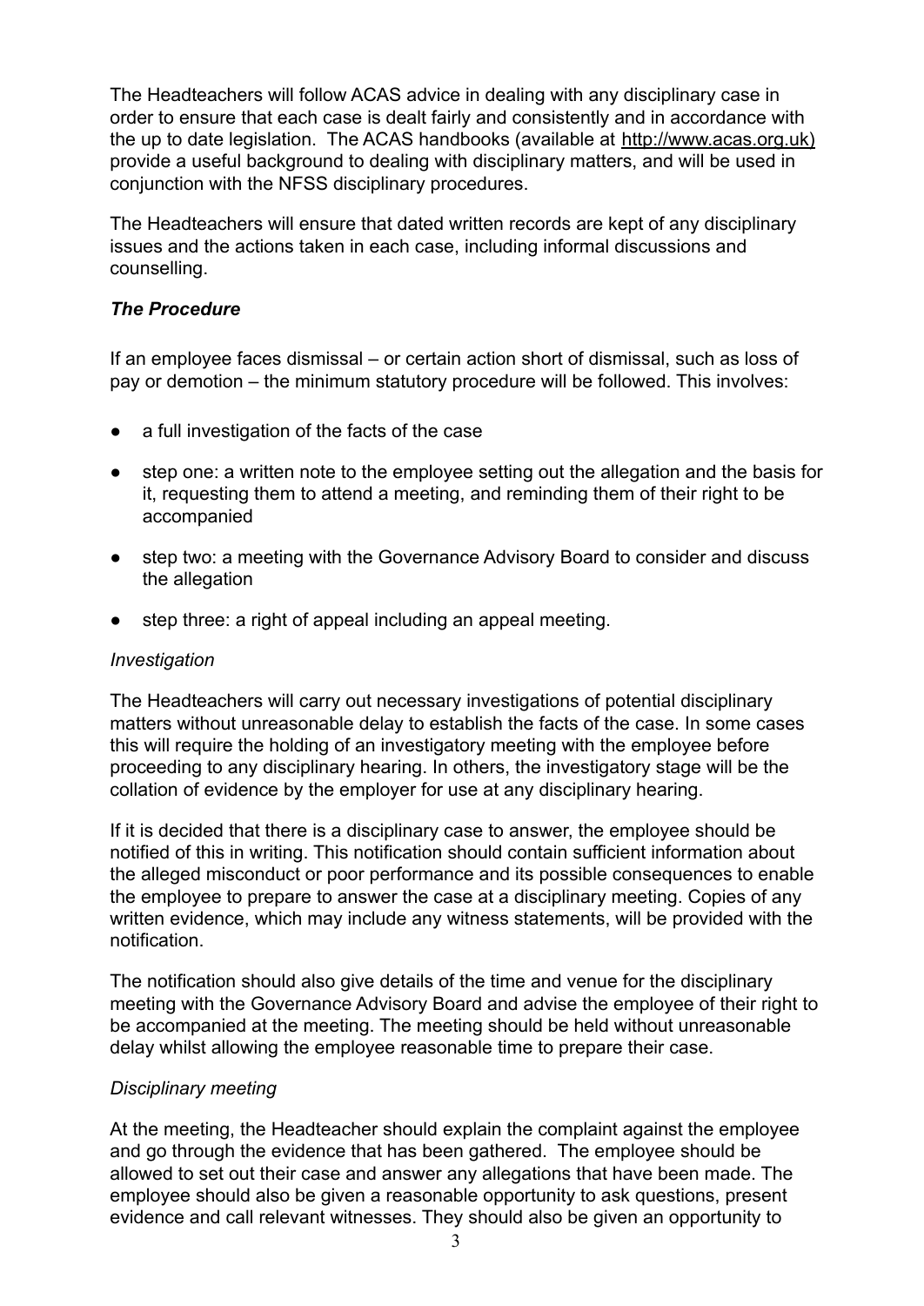The Headteachers will follow ACAS advice in dealing with any disciplinary case in order to ensure that each case is dealt fairly and consistently and in accordance with the up to date legislation. The ACAS handbooks (available at http://www.acas.org.uk) provide a useful background to dealing with disciplinary matters, and will be used in conjunction with the NFSS disciplinary procedures.

The Headteachers will ensure that dated written records are kept of any disciplinary issues and the actions taken in each case, including informal discussions and counselling.

### ***The Procedure***

If an employee faces dismissal – or certain action short of dismissal, such as loss of pay or demotion – the minimum statutory procedure will be followed. This involves:

- a full investigation of the facts of the case
- step one: a written note to the employee setting out the allegation and the basis for it, requesting them to attend a meeting, and reminding them of their right to be accompanied
- step two: a meeting with the Governance Advisory Board to consider and discuss the allegation
- step three: a right of appeal including an appeal meeting.

*Investigation*

The Headteachers will carry out necessary investigations of potential disciplinary matters without unreasonable delay to establish the facts of the case. In some cases this will require the holding of an investigatory meeting with the employee before proceeding to any disciplinary hearing. In others, the investigatory stage will be the collation of evidence by the employer for use at any disciplinary hearing.

If it is decided that there is a disciplinary case to answer, the employee should be notified of this in writing. This notification should contain sufficient information about the alleged misconduct or poor performance and its possible consequences to enable the employee to prepare to answer the case at a disciplinary meeting. Copies of any written evidence, which may include any witness statements, will be provided with the notification.

The notification should also give details of the time and venue for the disciplinary meeting with the Governance Advisory Board and advise the employee of their right to be accompanied at the meeting. The meeting should be held without unreasonable delay whilst allowing the employee reasonable time to prepare their case.

*Disciplinary meeting*

At the meeting, the Headteacher should explain the complaint against the employee and go through the evidence that has been gathered. The employee should be allowed to set out their case and answer any allegations that have been made. The employee should also be given a reasonable opportunity to ask questions, present evidence and call relevant witnesses. They should also be given an opportunity to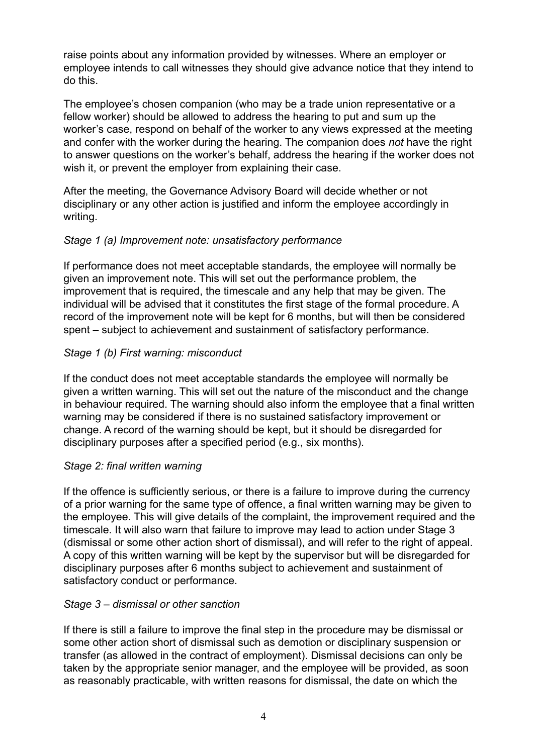raise points about any information provided by witnesses. Where an employer or employee intends to call witnesses they should give advance notice that they intend to do this.

The employee's chosen companion (who may be a trade union representative or a fellow worker) should be allowed to address the hearing to put and sum up the worker's case, respond on behalf of the worker to any views expressed at the meeting and confer with the worker during the hearing. The companion does *not* have the right to answer questions on the worker's behalf, address the hearing if the worker does not wish it, or prevent the employer from explaining their case.

After the meeting, the Governance Advisory Board will decide whether or not disciplinary or any other action is justified and inform the employee accordingly in writing.

*Stage 1 (a) Improvement note: unsatisfactory performance*

If performance does not meet acceptable standards, the employee will normally be given an improvement note. This will set out the performance problem, the improvement that is required, the timescale and any help that may be given. The individual will be advised that it constitutes the first stage of the formal procedure. A record of the improvement note will be kept for 6 months, but will then be considered spent – subject to achievement and sustainment of satisfactory performance.

*Stage 1 (b) First warning: misconduct*

If the conduct does not meet acceptable standards the employee will normally be given a written warning. This will set out the nature of the misconduct and the change in behaviour required. The warning should also inform the employee that a final written warning may be considered if there is no sustained satisfactory improvement or change. A record of the warning should be kept, but it should be disregarded for disciplinary purposes after a specified period (e.g., six months).

*Stage 2: final written warning*

If the offence is sufficiently serious, or there is a failure to improve during the currency of a prior warning for the same type of offence, a final written warning may be given to the employee. This will give details of the complaint, the improvement required and the timescale. It will also warn that failure to improve may lead to action under Stage 3 (dismissal or some other action short of dismissal), and will refer to the right of appeal. A copy of this written warning will be kept by the supervisor but will be disregarded for disciplinary purposes after 6 months subject to achievement and sustainment of satisfactory conduct or performance.

*Stage 3 – dismissal or other sanction*

If there is still a failure to improve the final step in the procedure may be dismissal or some other action short of dismissal such as demotion or disciplinary suspension or transfer (as allowed in the contract of employment). Dismissal decisions can only be taken by the appropriate senior manager, and the employee will be provided, as soon as reasonably practicable, with written reasons for dismissal, the date on which the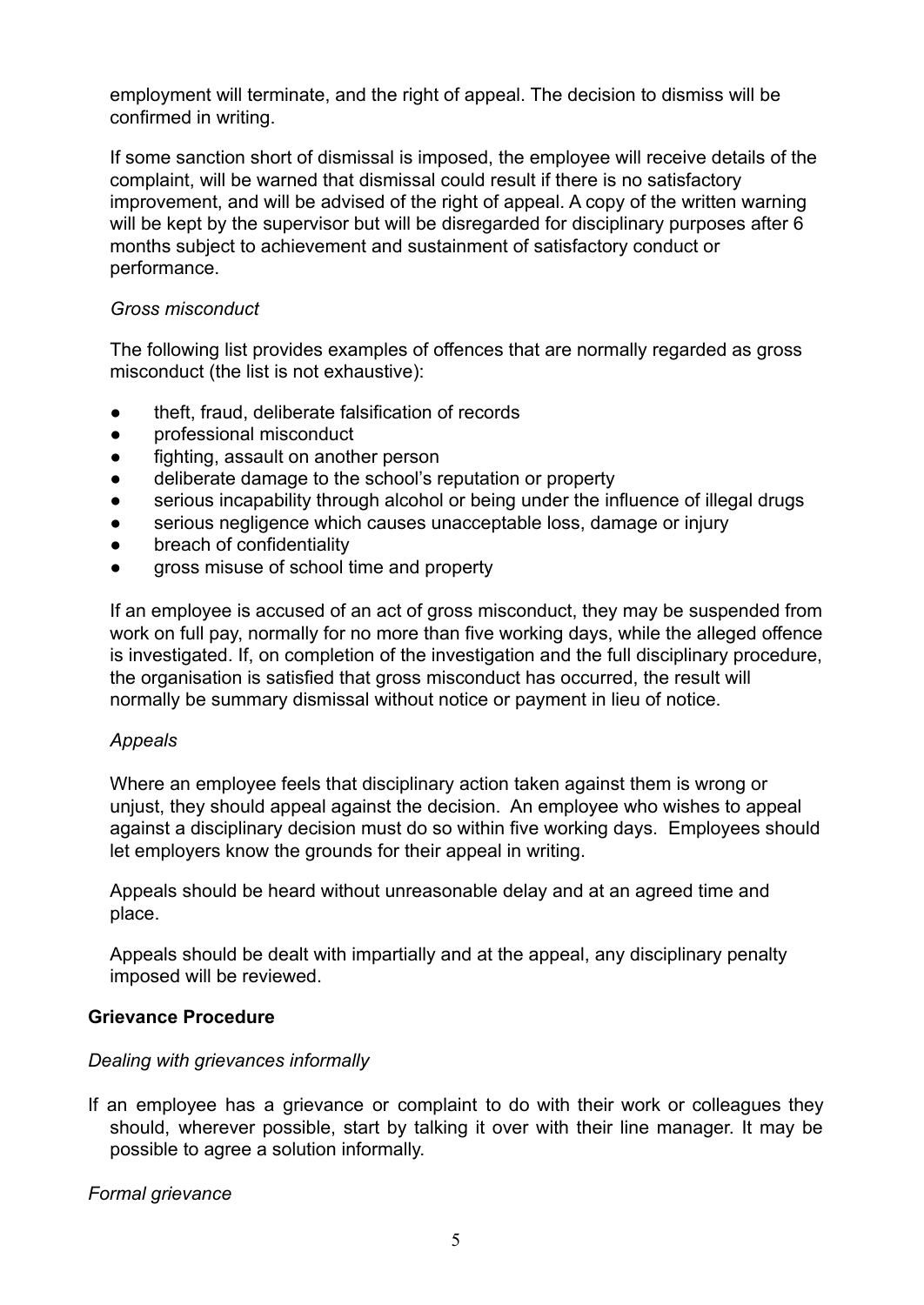employment will terminate, and the right of appeal. The decision to dismiss will be confirmed in writing.

If some sanction short of dismissal is imposed, the employee will receive details of the complaint, will be warned that dismissal could result if there is no satisfactory improvement, and will be advised of the right of appeal. A copy of the written warning will be kept by the supervisor but will be disregarded for disciplinary purposes after 6 months subject to achievement and sustainment of satisfactory conduct or performance.

*Gross misconduct*

The following list provides examples of offences that are normally regarded as gross misconduct (the list is not exhaustive):

- theft, fraud, deliberate falsification of records
- professional misconduct
- fighting, assault on another person
- deliberate damage to the school's reputation or property
- serious incapability through alcohol or being under the influence of illegal drugs
- serious negligence which causes unacceptable loss, damage or injury
- breach of confidentiality
- gross misuse of school time and property

If an employee is accused of an act of gross misconduct, they may be suspended from work on full pay, normally for no more than five working days, while the alleged offence is investigated. If, on completion of the investigation and the full disciplinary procedure, the organisation is satisfied that gross misconduct has occurred, the result will normally be summary dismissal without notice or payment in lieu of notice.

*Appeals*

Where an employee feels that disciplinary action taken against them is wrong or unjust, they should appeal against the decision. An employee who wishes to appeal against a disciplinary decision must do so within five working days. Employees should let employers know the grounds for their appeal in writing.

Appeals should be heard without unreasonable delay and at an agreed time and place.

Appeals should be dealt with impartially and at the appeal, any disciplinary penalty imposed will be reviewed.

**Grievance Procedure**

*Dealing with grievances informally*

If an employee has a grievance or complaint to do with their work or colleagues they should, wherever possible, start by talking it over with their line manager. It may be possible to agree a solution informally.

*Formal grievance*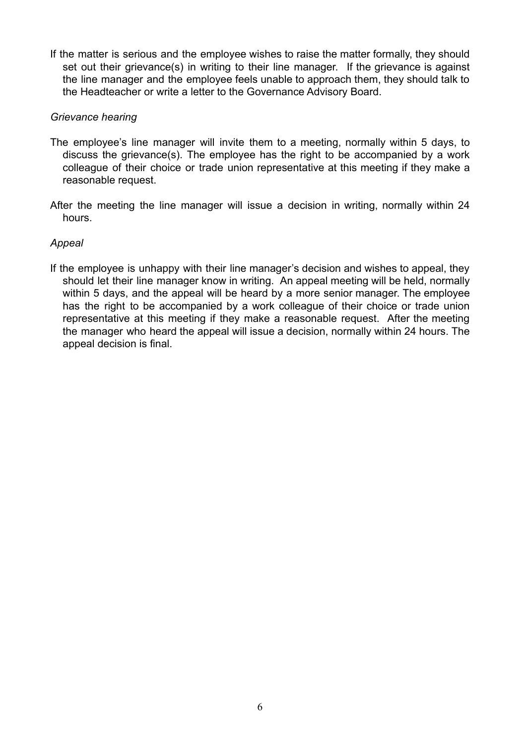If the matter is serious and the employee wishes to raise the matter formally, they should set out their grievance(s) in writing to their line manager. If the grievance is against the line manager and the employee feels unable to approach them, they should talk to the Headteacher or write a letter to the Governance Advisory Board.

*Grievance hearing*

The employee's line manager will invite them to a meeting, normally within 5 days, to discuss the grievance(s). The employee has the right to be accompanied by a work colleague of their choice or trade union representative at this meeting if they make a reasonable request.

After the meeting the line manager will issue a decision in writing, normally within 24 hours.

*Appeal*

If the employee is unhappy with their line manager's decision and wishes to appeal, they should let their line manager know in writing. An appeal meeting will be held, normally within 5 days, and the appeal will be heard by a more senior manager. The employee has the right to be accompanied by a work colleague of their choice or trade union representative at this meeting if they make a reasonable request. After the meeting the manager who heard the appeal will issue a decision, normally within 24 hours. The appeal decision is final.